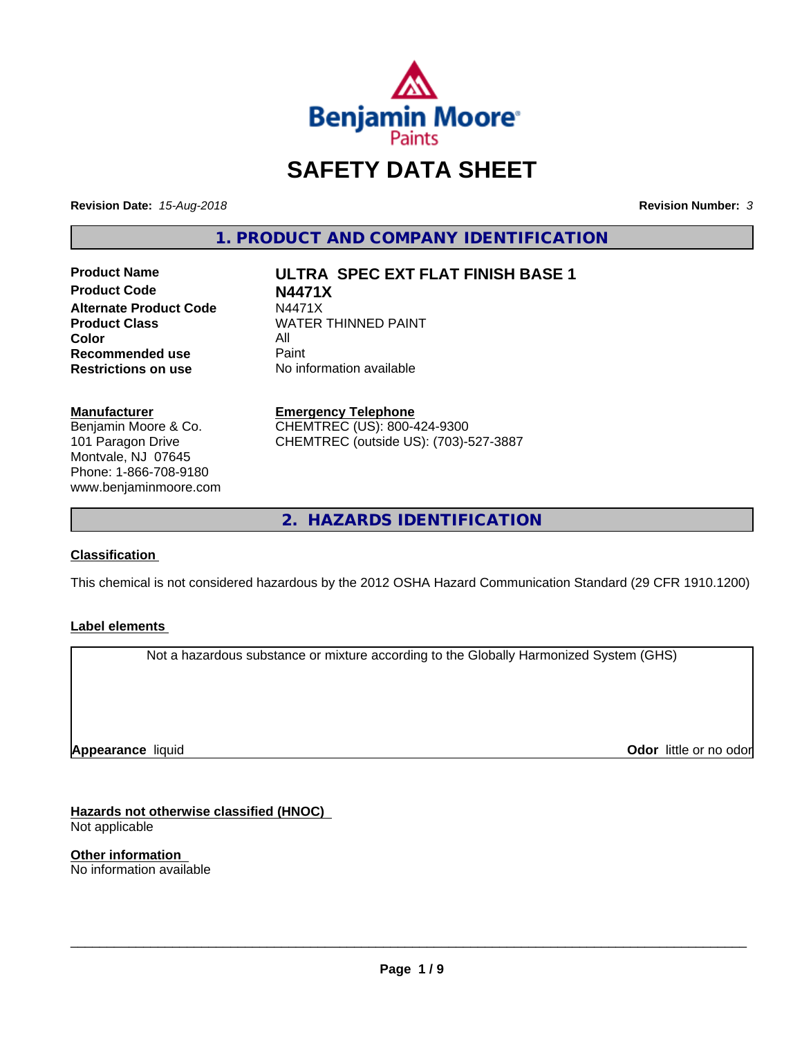# SAFETY DATA SHEET

**Revision Date:** *15-Aug-2018* **Revision Number:** *3*

## 1. PRODUCT AND COMPANY IDENTIFICATION

| | |
|---|---|
| **Product Name** | **ULTRA SPEC EXT FLAT FINISH BASE 1** |
| **Product Code** | **N4471X** |
| **Alternate Product Code** | N4471X |
| **Product Class** | WATER THINNED PAINT |
| **Color** | All |
| **Recommended use** | Paint |
| **Restrictions on use** | No information available |

**Manufacturer**
Benjamin Moore & Co.
101 Paragon Drive
Montvale, NJ 07645
Phone: 1-866-708-9180
www.benjaminmoore.com

**Emergency Telephone**
CHEMTREC (US): 800-424-9300
CHEMTREC (outside US): (703)-527-3887

## 2. HAZARDS IDENTIFICATION

**Classification**

This chemical is not considered hazardous by the 2012 OSHA Hazard Communication Standard (29 CFR 1910.1200)

**Label elements**

Not a hazardous substance or mixture according to the Globally Harmonized System (GHS)

**Appearance** liquid **Odor** little or no odor

**Hazards not otherwise classified (HNOC)**
Not applicable

**Other information**
No information available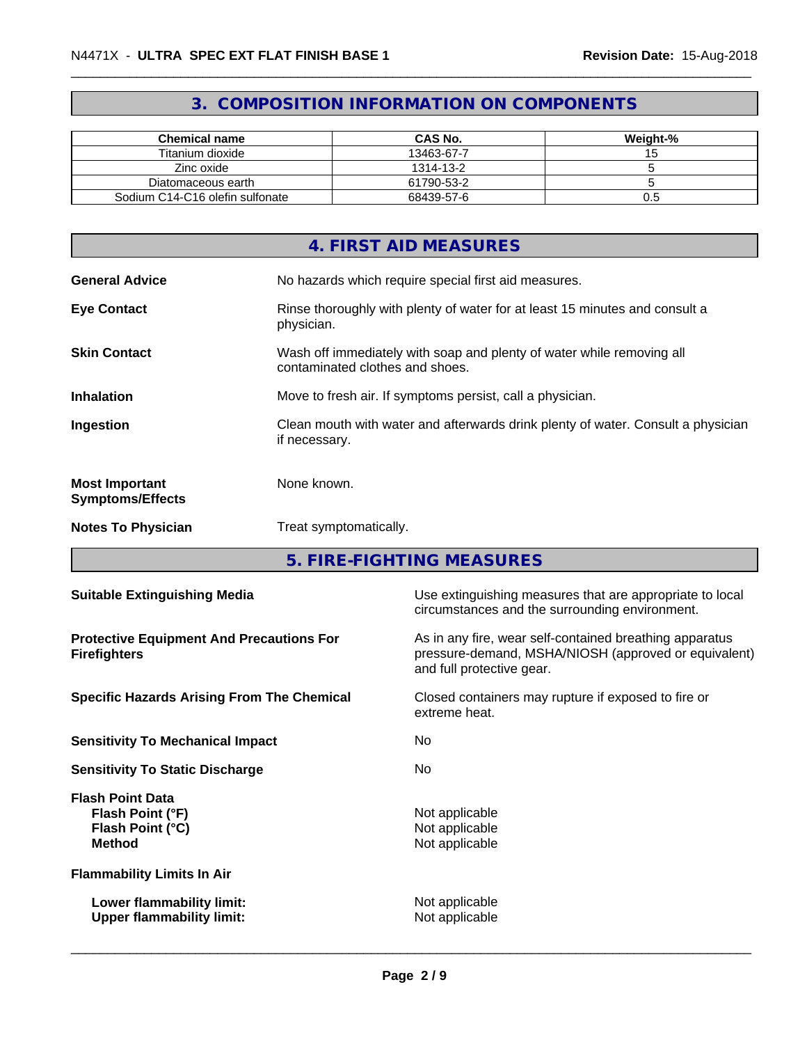## 3. COMPOSITION INFORMATION ON COMPONENTS

| Chemical name | CAS No. | Weight-% |
|---|---|---|
| Titanium dioxide | 13463-67-7 | 15 |
| Zinc oxide | 1314-13-2 | 5 |
| Diatomaceous earth | 61790-53-2 | 5 |
| Sodium C14-C16 olefin sulfonate | 68439-57-6 | 0.5 |

## 4. FIRST AID MEASURES

**General Advice**
No hazards which require special first aid measures.

**Eye Contact**
Rinse thoroughly with plenty of water for at least 15 minutes and consult a physician.

**Skin Contact**
Wash off immediately with soap and plenty of water while removing all contaminated clothes and shoes.

**Inhalation**
Move to fresh air. If symptoms persist, call a physician.

**Ingestion**
Clean mouth with water and afterwards drink plenty of water. Consult a physician if necessary.

**Most Important Symptoms/Effects**
None known.

**Notes To Physician**
Treat symptomatically.

## 5. FIRE-FIGHTING MEASURES

**Suitable Extinguishing Media**
Use extinguishing measures that are appropriate to local circumstances and the surrounding environment.

**Protective Equipment And Precautions For Firefighters**
As in any fire, wear self-contained breathing apparatus pressure-demand, MSHA/NIOSH (approved or equivalent) and full protective gear.

**Specific Hazards Arising From The Chemical**
Closed containers may rupture if exposed to fire or extreme heat.

**Sensitivity To Mechanical Impact**
No

**Sensitivity To Static Discharge**
No

**Flash Point Data**
- **Flash Point (°F)**: Not applicable
- **Flash Point (°C)**: Not applicable
- **Method**: Not applicable

**Flammability Limits In Air**
- **Lower flammability limit:** Not applicable
- **Upper flammability limit:** Not applicable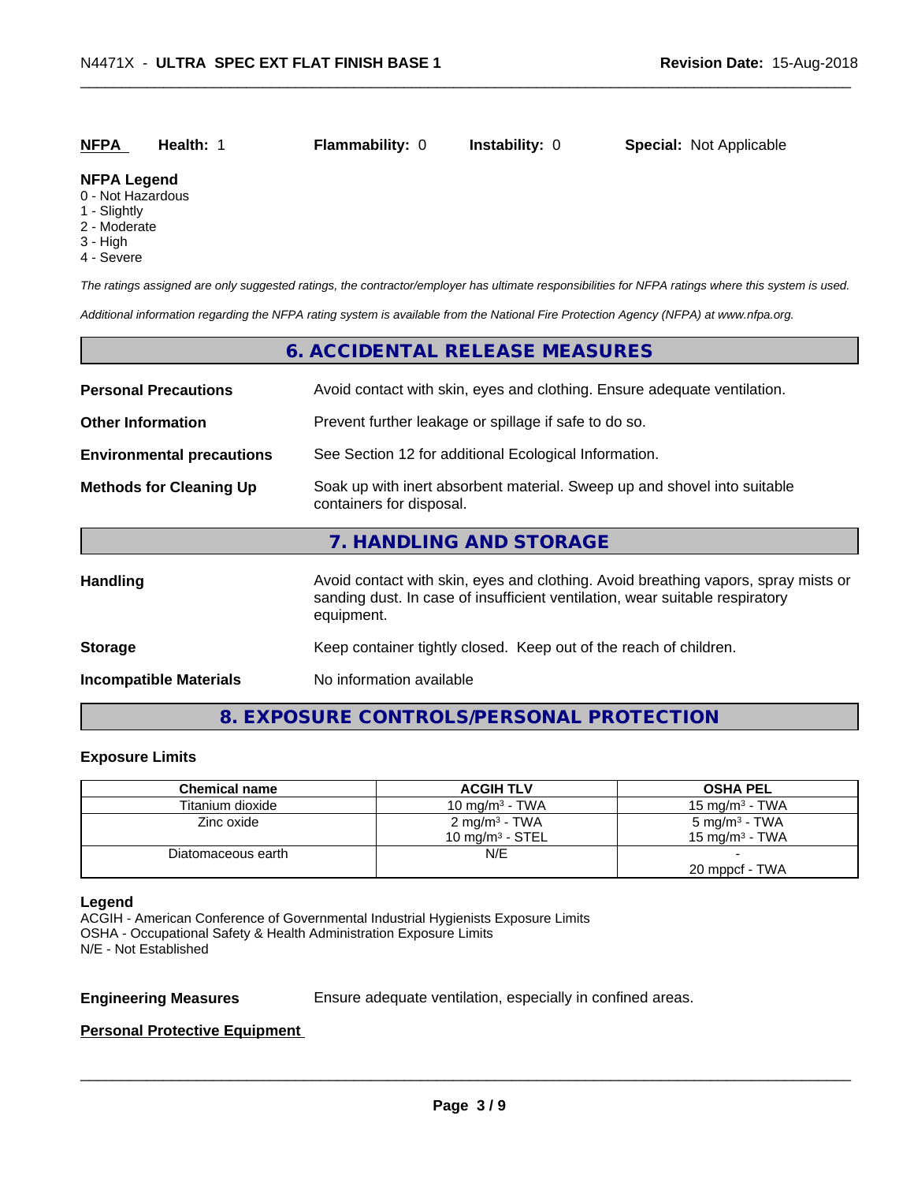| **NFPA** | **Health:** 1 | **Flammability:** 0 | **Instability:** 0 | **Special:** Not Applicable |
|---|---|---|---|---|

**NFPA Legend**
0 - Not Hazardous
1 - Slightly
2 - Moderate
3 - High
4 - Severe

*The ratings assigned are only suggested ratings, the contractor/employer has ultimate responsibilities for NFPA ratings where this system is used.*

*Additional information regarding the NFPA rating system is available from the National Fire Protection Agency (NFPA) at www.nfpa.org.*

## 6. ACCIDENTAL RELEASE MEASURES

**Personal Precautions** Avoid contact with skin, eyes and clothing. Ensure adequate ventilation.

**Other Information** Prevent further leakage or spillage if safe to do so.

**Environmental precautions** See Section 12 for additional Ecological Information.

**Methods for Cleaning Up** Soak up with inert absorbent material. Sweep up and shovel into suitable containers for disposal.

## 7. HANDLING AND STORAGE

**Handling** Avoid contact with skin, eyes and clothing. Avoid breathing vapors, spray mists or sanding dust. In case of insufficient ventilation, wear suitable respiratory equipment.

**Storage** Keep container tightly closed. Keep out of the reach of children.

**Incompatible Materials** No information available

## 8. EXPOSURE CONTROLS/PERSONAL PROTECTION

### Exposure Limits

| Chemical name | ACGIH TLV | OSHA PEL |
|---|---|---|
| Titanium dioxide | 10 mg/m³ - TWA | 15 mg/m³ - TWA |
| Zinc oxide | 2 mg/m³ - TWA<br>10 mg/m³ - STEL | 5 mg/m³ - TWA<br>15 mg/m³ - TWA |
| Diatomaceous earth | N/E | -<br>20 mppcf - TWA |

**Legend**
ACGIH - American Conference of Governmental Industrial Hygienists Exposure Limits
OSHA - Occupational Safety & Health Administration Exposure Limits
N/E - Not Established

**Engineering Measures** Ensure adequate ventilation, especially in confined areas.

**Personal Protective Equipment**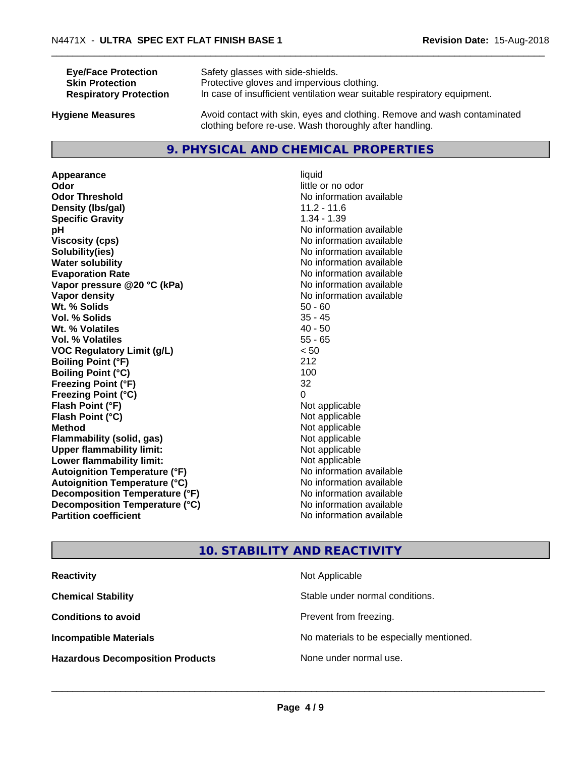| | |
|---|---|
| **Eye/Face Protection** | Safety glasses with side-shields. |
| **Skin Protection** | Protective gloves and impervious clothing. |
| **Respiratory Protection** | In case of insufficient ventilation wear suitable respiratory equipment. |

**Hygiene Measures** Avoid contact with skin, eyes and clothing. Remove and wash contaminated clothing before re-use. Wash thoroughly after handling.

## 9. PHYSICAL AND CHEMICAL PROPERTIES

| | |
|---|---|
| **Appearance** | liquid |
| **Odor** | little or no odor |
| **Odor Threshold** | No information available |
| **Density (lbs/gal)** | 11.2 - 11.6 |
| **Specific Gravity** | 1.34 - 1.39 |
| **pH** | No information available |
| **Viscosity (cps)** | No information available |
| **Solubility(ies)** | No information available |
| **Water solubility** | No information available |
| **Evaporation Rate** | No information available |
| **Vapor pressure @20 °C (kPa)** | No information available |
| **Vapor density** | No information available |
| **Wt. % Solids** | 50 - 60 |
| **Vol. % Solids** | 35 - 45 |
| **Wt. % Volatiles** | 40 - 50 |
| **Vol. % Volatiles** | 55 - 65 |
| **VOC Regulatory Limit (g/L)** | < 50 |
| **Boiling Point (°F)** | 212 |
| **Boiling Point (°C)** | 100 |
| **Freezing Point (°F)** | 32 |
| **Freezing Point (°C)** | 0 |
| **Flash Point (°F)** | Not applicable |
| **Flash Point (°C)** | Not applicable |
| **Method** | Not applicable |
| **Flammability (solid, gas)** | Not applicable |
| **Upper flammability limit:** | Not applicable |
| **Lower flammability limit:** | Not applicable |
| **Autoignition Temperature (°F)** | No information available |
| **Autoignition Temperature (°C)** | No information available |
| **Decomposition Temperature (°F)** | No information available |
| **Decomposition Temperature (°C)** | No information available |
| **Partition coefficient** | No information available |

## 10. STABILITY AND REACTIVITY

| | |
|---|---|
| **Reactivity** | Not Applicable |
| **Chemical Stability** | Stable under normal conditions. |
| **Conditions to avoid** | Prevent from freezing. |
| **Incompatible Materials** | No materials to be especially mentioned. |
| **Hazardous Decomposition Products** | None under normal use. |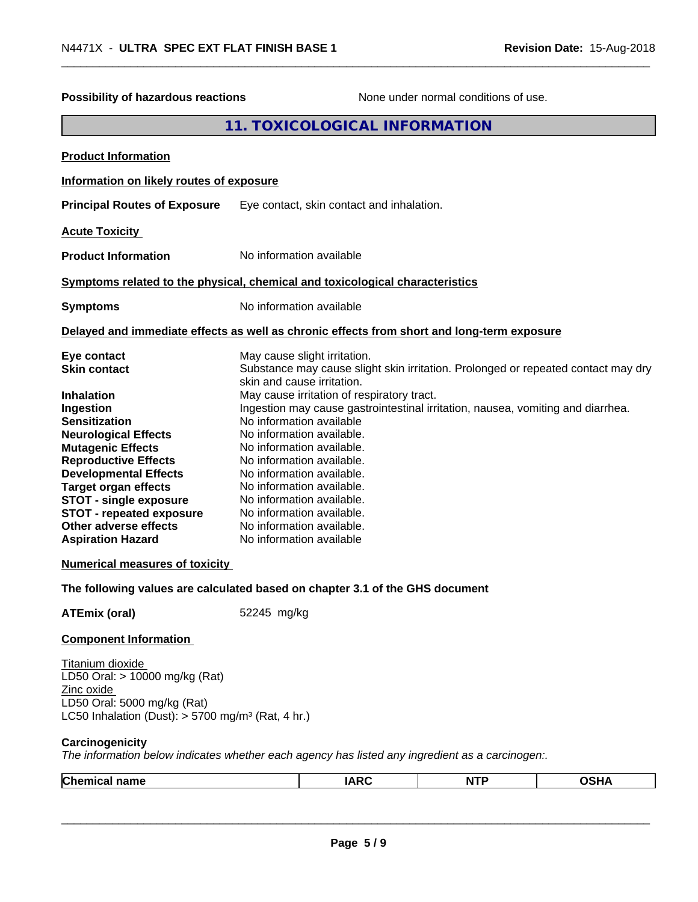**Possibility of hazardous reactions** None under normal conditions of use.

## 11. TOXICOLOGICAL INFORMATION

**Product Information**

**Information on likely routes of exposure**

**Principal Routes of Exposure** Eye contact, skin contact and inhalation.

**Acute Toxicity**

**Product Information** No information available

**Symptoms related to the physical, chemical and toxicological characteristics**

**Symptoms** No information available

**Delayed and immediate effects as well as chronic effects from short and long-term exposure**

**Eye contact** May cause slight irritation.
**Skin contact** Substance may cause slight skin irritation. Prolonged or repeated contact may dry skin and cause irritation.
**Inhalation** May cause irritation of respiratory tract.
**Ingestion** Ingestion may cause gastrointestinal irritation, nausea, vomiting and diarrhea.
**Sensitization** No information available
**Neurological Effects** No information available.
**Mutagenic Effects** No information available.
**Reproductive Effects** No information available.
**Developmental Effects** No information available.
**Target organ effects** No information available.
**STOT - single exposure** No information available.
**STOT - repeated exposure** No information available.
**Other adverse effects** No information available.
**Aspiration Hazard** No information available

**Numerical measures of toxicity**

**The following values are calculated based on chapter 3.1 of the GHS document**

**ATEmix (oral)** 52245 mg/kg

**Component Information**

Titanium dioxide
LD50 Oral: > 10000 mg/kg (Rat)
Zinc oxide
LD50 Oral: 5000 mg/kg (Rat)
LC50 Inhalation (Dust): > 5700 mg/m³ (Rat, 4 hr.)

**Carcinogenicity**
*The information below indicates whether each agency has listed any ingredient as a carcinogen:.*

| Chemical name | IARC | NTP | OSHA |
|---|---|---|---|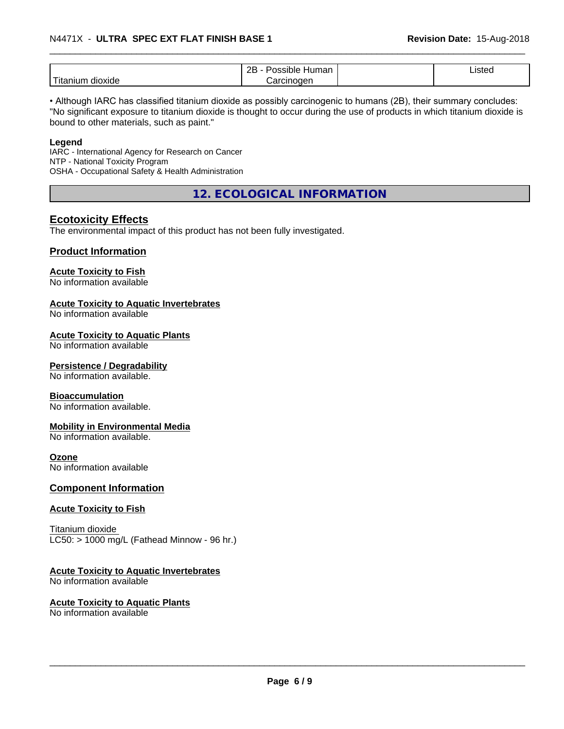| Titanium dioxide | 2B - Possible Human Carcinogen | | Listed |
|---|---|---|---|

• Although IARC has classified titanium dioxide as possibly carcinogenic to humans (2B), their summary concludes: "No significant exposure to titanium dioxide is thought to occur during the use of products in which titanium dioxide is bound to other materials, such as paint."

**Legend**

IARC - International Agency for Research on Cancer
NTP - National Toxicity Program
OSHA - Occupational Safety & Health Administration

## 12. ECOLOGICAL INFORMATION

### Ecotoxicity Effects

The environmental impact of this product has not been fully investigated.

### Product Information

**Acute Toxicity to Fish**
No information available

**Acute Toxicity to Aquatic Invertebrates**
No information available

**Acute Toxicity to Aquatic Plants**
No information available

**Persistence / Degradability**
No information available.

**Bioaccumulation**
No information available.

**Mobility in Environmental Media**
No information available.

**Ozone**
No information available

### Component Information

**Acute Toxicity to Fish**

Titanium dioxide
LC50: > 1000 mg/L (Fathead Minnow - 96 hr.)

**Acute Toxicity to Aquatic Invertebrates**
No information available

**Acute Toxicity to Aquatic Plants**
No information available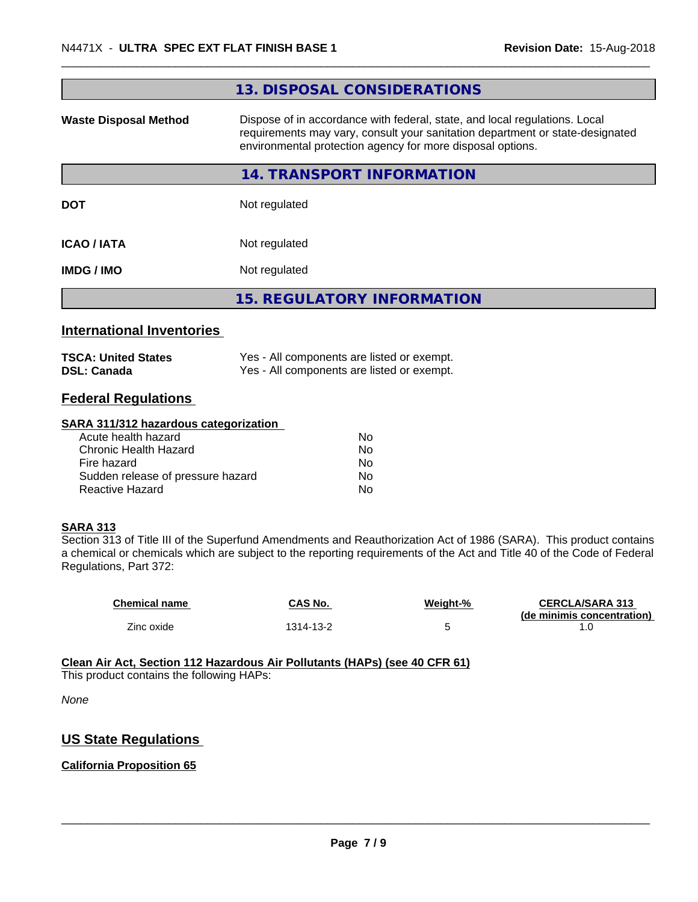## 13. DISPOSAL CONSIDERATIONS

| | |
|---|---|
| **Waste Disposal Method** | Dispose of in accordance with federal, state, and local regulations. Local requirements may vary, consult your sanitation department or state-designated environmental protection agency for more disposal options. |

## 14. TRANSPORT INFORMATION

| | |
|---|---|
| **DOT** | Not regulated |
| **ICAO / IATA** | Not regulated |
| **IMDG / IMO** | Not regulated |

## 15. REGULATORY INFORMATION

### International Inventories

| | |
|---|---|
| **TSCA: United States** | Yes - All components are listed or exempt. |
| **DSL: Canada** | Yes - All components are listed or exempt. |

### Federal Regulations

**SARA 311/312 hazardous categorization**

| | |
|---|---|
| Acute health hazard | No |
| Chronic Health Hazard | No |
| Fire hazard | No |
| Sudden release of pressure hazard | No |
| Reactive Hazard | No |

**SARA 313**

Section 313 of Title III of the Superfund Amendments and Reauthorization Act of 1986 (SARA). This product contains a chemical or chemicals which are subject to the reporting requirements of the Act and Title 40 of the Code of Federal Regulations, Part 372:

| Chemical name | CAS No. | Weight-% | CERCLA/SARA 313 (de minimis concentration) |
|---|---|---|---|
| Zinc oxide | 1314-13-2 | 5 | 1.0 |

**Clean Air Act, Section 112 Hazardous Air Pollutants (HAPs) (see 40 CFR 61)**

This product contains the following HAPs:

*None*

### US State Regulations

**California Proposition 65**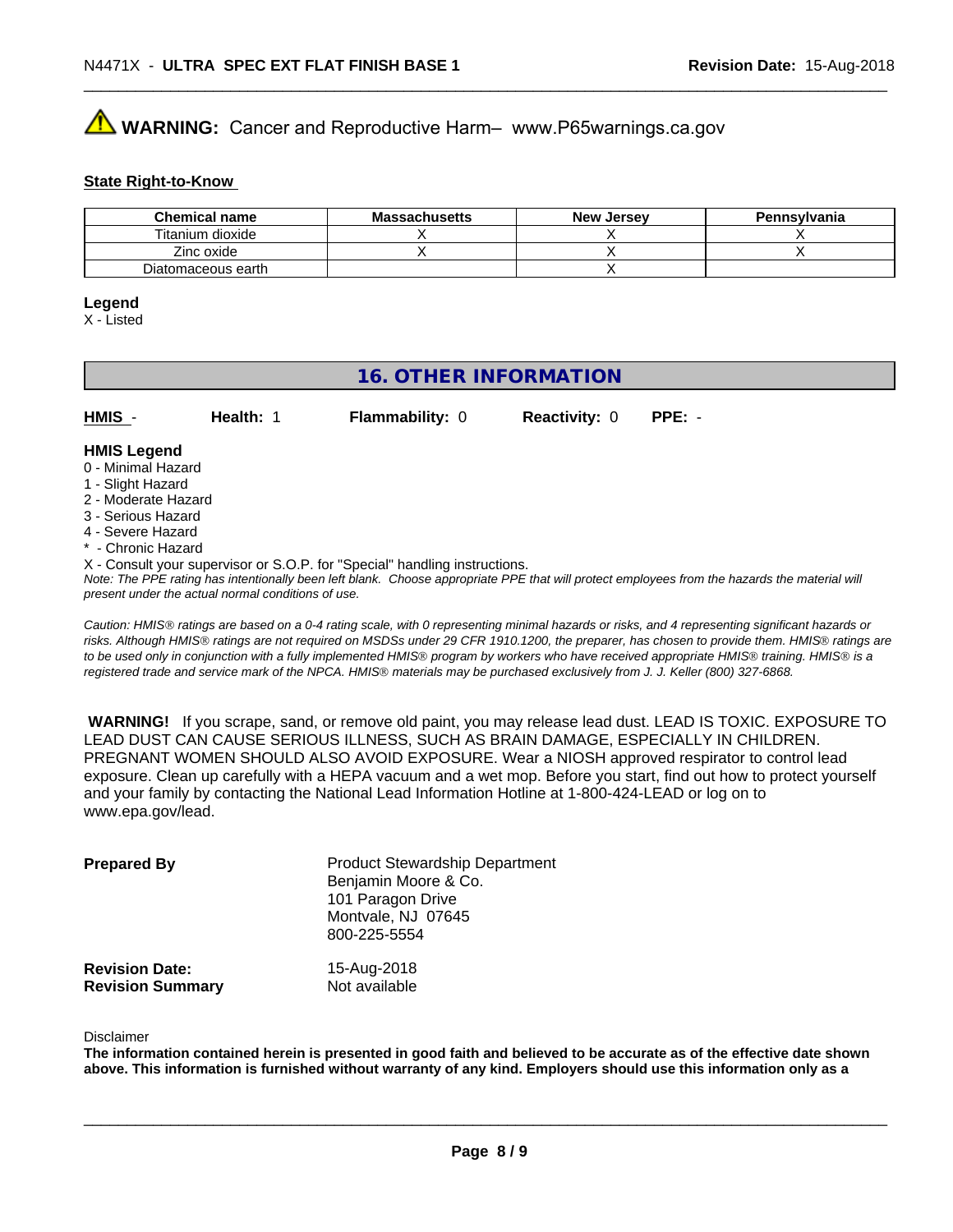**WARNING:** Cancer and Reproductive Harm– www.P65warnings.ca.gov

**State Right-to-Know**

| Chemical name | Massachusetts | New Jersey | Pennsylvania |
|---|---|---|---|
| Titanium dioxide | X | X | X |
| Zinc oxide | X | X | X |
| Diatomaceous earth | | X | |

**Legend**

X - Listed

## 16. OTHER INFORMATION

**HMIS** - **Health:** 1 **Flammability:** 0 **Reactivity:** 0 **PPE:** -

**HMIS Legend**

0 - Minimal Hazard
1 - Slight Hazard
2 - Moderate Hazard
3 - Serious Hazard
4 - Severe Hazard
* - Chronic Hazard
X - Consult your supervisor or S.O.P. for "Special" handling instructions.

*Note: The PPE rating has intentionally been left blank. Choose appropriate PPE that will protect employees from the hazards the material will present under the actual normal conditions of use.*

*Caution: HMIS® ratings are based on a 0-4 rating scale, with 0 representing minimal hazards or risks, and 4 representing significant hazards or risks. Although HMIS® ratings are not required on MSDSs under 29 CFR 1910.1200, the preparer, has chosen to provide them. HMIS® ratings are to be used only in conjunction with a fully implemented HMIS® program by workers who have received appropriate HMIS® training. HMIS® is a registered trade and service mark of the NPCA. HMIS® materials may be purchased exclusively from J. J. Keller (800) 327-6868.*

**WARNING!** If you scrape, sand, or remove old paint, you may release lead dust. LEAD IS TOXIC. EXPOSURE TO LEAD DUST CAN CAUSE SERIOUS ILLNESS, SUCH AS BRAIN DAMAGE, ESPECIALLY IN CHILDREN. PREGNANT WOMEN SHOULD ALSO AVOID EXPOSURE. Wear a NIOSH approved respirator to control lead exposure. Clean up carefully with a HEPA vacuum and a wet mop. Before you start, find out how to protect yourself and your family by contacting the National Lead Information Hotline at 1-800-424-LEAD or log on to www.epa.gov/lead.

**Prepared By**
Product Stewardship Department
Benjamin Moore & Co.
101 Paragon Drive
Montvale, NJ 07645
800-225-5554

**Revision Date:** 15-Aug-2018
**Revision Summary** Not available

Disclaimer

**The information contained herein is presented in good faith and believed to be accurate as of the effective date shown above. This information is furnished without warranty of any kind. Employers should use this information only as a**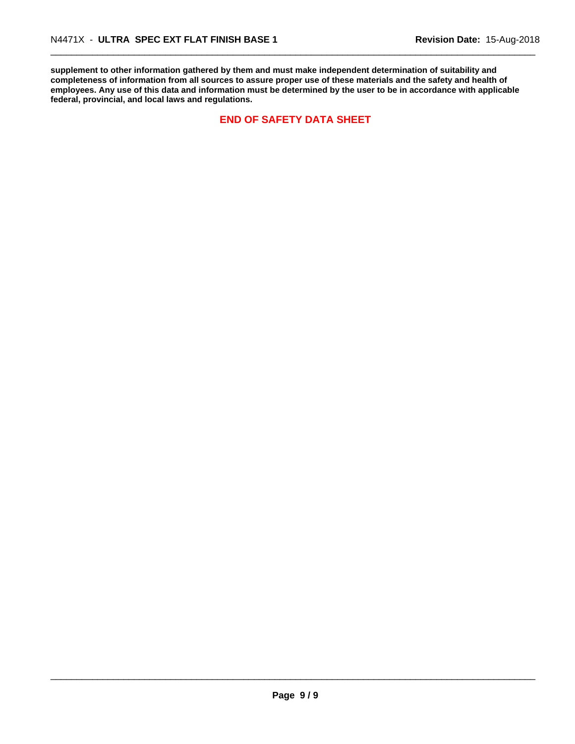**supplement to other information gathered by them and must make independent determination of suitability and completeness of information from all sources to assure proper use of these materials and the safety and health of employees. Any use of this data and information must be determined by the user to be in accordance with applicable federal, provincial, and local laws and regulations.**

**END OF SAFETY DATA SHEET**